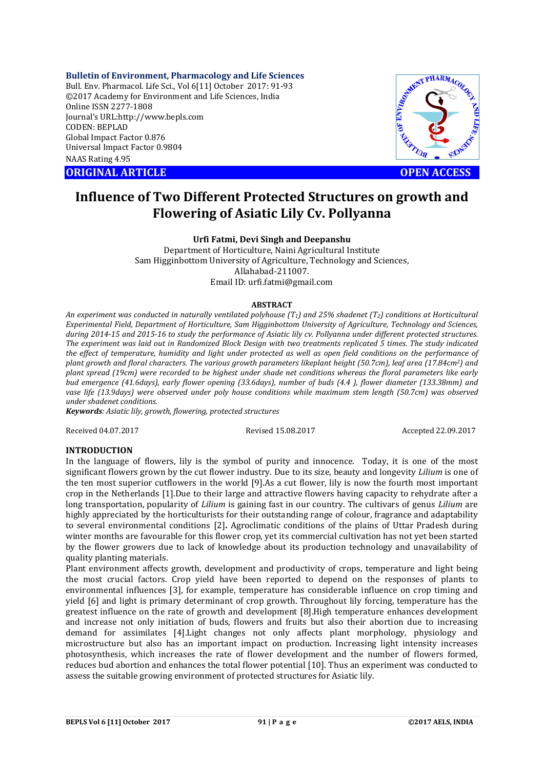**Bulletin of Environment, Pharmacology and Life Sciences**
Bull. Env. Pharmacol. Life Sci., Vol 6[11] October 2017: 91-93
©2017 Academy for Environment and Life Sciences, India
Online ISSN 2277-1808
Journal's URL:http://www.bepls.com
CODEN: BEPLAD
Global Impact Factor 0.876
Universal Impact Factor 0.9804
NAAS Rating 4.95

**ORIGINAL ARTICLE** **OPEN ACCESS**

# Influence of Two Different Protected Structures on growth and Flowering of Asiatic Lily Cv. Pollyanna

**Urfi Fatmi, Devi Singh and Deepanshu**

Department of Horticulture, Naini Agricultural Institute
Sam Higginbottom University of Agriculture, Technology and Sciences,
Allahabad-211007.
Email ID: urfi.fatmi@gmail.com

## ABSTRACT

*An experiment was conducted in naturally ventilated polyhouse ($T_1$) and 25% shadenet ($T_2$) conditions at Horticultural Experimental Field, Department of Horticulture, Sam Higginbottom University of Agriculture, Technology and Sciences, during 2014-15 and 2015-16 to study the performance of Asiatic lily cv. Pollyanna under different protected structures. The experiment was laid out in Randomized Block Design with two treatments replicated 5 times. The study indicated the effect of temperature, humidity and light under protected as well as open field conditions on the performance of plant growth and floral characters. The various growth parameters likeplant height (50.7cm), leaf area (17.84cm$^2$) and plant spread (19cm) were recorded to be highest under shade net conditions whereas the floral parameters like early bud emergence (41.6days), early flower opening (33.6days), number of buds (4.4 ), flower diameter (133.38mm) and vase life (13.9days) were observed under poly house conditions while maximum stem length (50.7cm) was observed under shadenet conditions.*

***Keywords**: Asiatic lily, growth, flowering, protected structures*

Received 04.07.2017 Revised 15.08.2017 Accepted 22.09.2017

## INTRODUCTION

In the language of flowers, lily is the symbol of purity and innocence. Today, it is one of the most significant flowers grown by the cut flower industry. Due to its size, beauty and longevity *Lilium* is one of the ten most superior cutflowers in the world [9].As a cut flower, lily is now the fourth most important crop in the Netherlands [1].Due to their large and attractive flowers having capacity to rehydrate after a long transportation, popularity of *Lilium* is gaining fast in our country. The cultivars of genus *Lilium* are highly appreciated by the horticulturists for their outstanding range of colour, fragrance and adaptability to several environmental conditions [2]**.** Agroclimatic conditions of the plains of Uttar Pradesh during winter months are favourable for this flower crop, yet its commercial cultivation has not yet been started by the flower growers due to lack of knowledge about its production technology and unavailability of quality planting materials.

Plant environment affects growth, development and productivity of crops, temperature and light being the most crucial factors. Crop yield have been reported to depend on the responses of plants to environmental influences [3], for example, temperature has considerable influence on crop timing and yield [6] and light is primary determinant of crop growth. Throughout lily forcing, temperature has the greatest influence on the rate of growth and development [8].High temperature enhances development and increase not only initiation of buds, flowers and fruits but also their abortion due to increasing demand for assimilates [4].Light changes not only affects plant morphology, physiology and microstructure but also has an important impact on production. Increasing light intensity increases photosynthesis, which increases the rate of flower development and the number of flowers formed, reduces bud abortion and enhances the total flower potential [10]. Thus an experiment was conducted to assess the suitable growing environment of protected structures for Asiatic lily.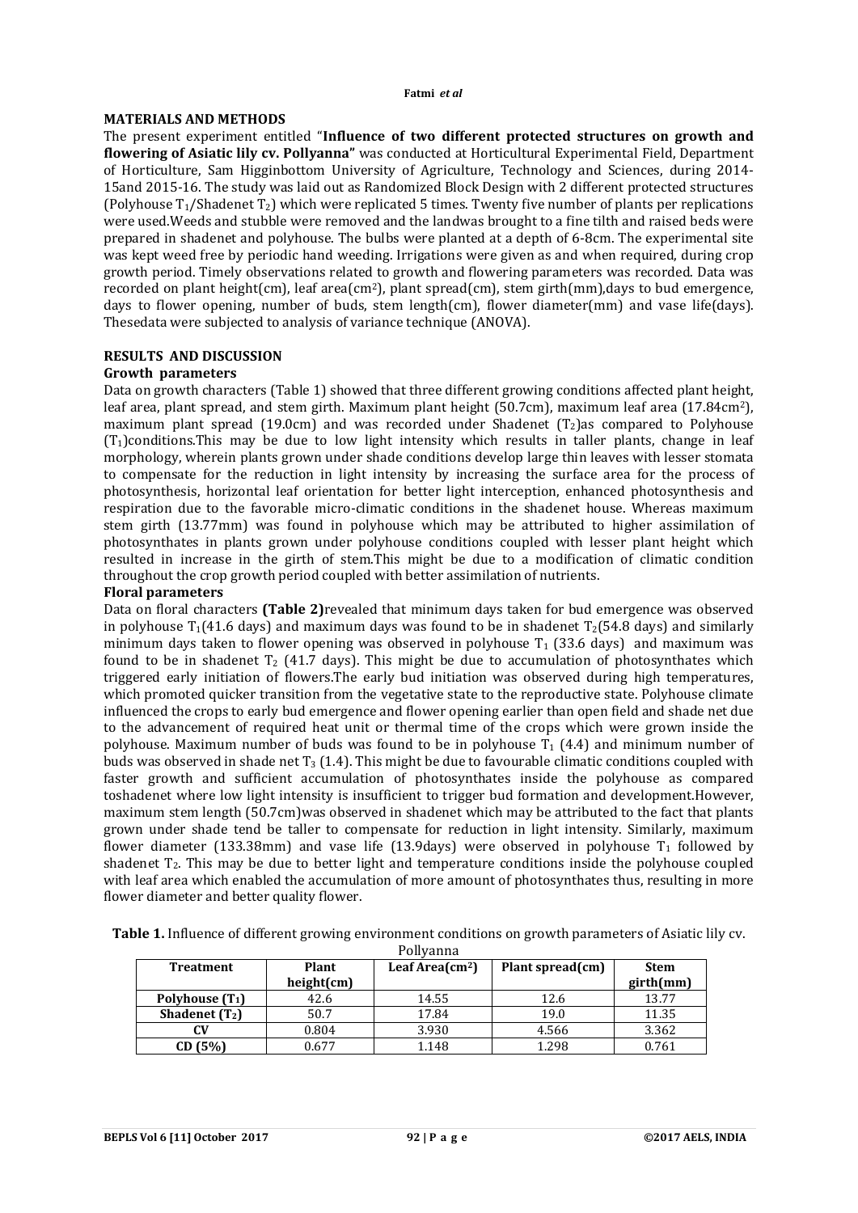## MATERIALS AND METHODS

The present experiment entitled "**Influence of two different protected structures on growth and flowering of Asiatic lily cv. Pollyanna"** was conducted at Horticultural Experimental Field, Department of Horticulture, Sam Higginbottom University of Agriculture, Technology and Sciences, during 2014-15and 2015-16. The study was laid out as Randomized Block Design with 2 different protected structures (Polyhouse $T_1$/Shadenet $T_2$) which were replicated 5 times. Twenty five number of plants per replications were used.Weeds and stubble were removed and the landwas brought to a fine tilth and raised beds were prepared in shadenet and polyhouse. The bulbs were planted at a depth of 6-8cm. The experimental site was kept weed free by periodic hand weeding. Irrigations were given as and when required, during crop growth period. Timely observations related to growth and flowering parameters was recorded. Data was recorded on plant height(cm), leaf area(cm$^2$), plant spread(cm), stem girth(mm),days to bud emergence, days to flower opening, number of buds, stem length(cm), flower diameter(mm) and vase life(days). Thesedata were subjected to analysis of variance technique (ANOVA).

## RESULTS AND DISCUSSION

### Growth parameters

Data on growth characters (Table 1) showed that three different growing conditions affected plant height, leaf area, plant spread, and stem girth. Maximum plant height (50.7cm), maximum leaf area (17.84cm$^2$), maximum plant spread (19.0cm) and was recorded under Shadenet ($T_2$)as compared to Polyhouse ($T_1$)conditions.This may be due to low light intensity which results in taller plants, change in leaf morphology, wherein plants grown under shade conditions develop large thin leaves with lesser stomata to compensate for the reduction in light intensity by increasing the surface area for the process of photosynthesis, horizontal leaf orientation for better light interception, enhanced photosynthesis and respiration due to the favorable micro-climatic conditions in the shadenet house. Whereas maximum stem girth (13.77mm) was found in polyhouse which may be attributed to higher assimilation of photosynthates in plants grown under polyhouse conditions coupled with lesser plant height which resulted in increase in the girth of stem.This might be due to a modification of climatic condition throughout the crop growth period coupled with better assimilation of nutrients.

### Floral parameters

Data on floral characters **(Table 2)**revealed that minimum days taken for bud emergence was observed in polyhouse $T_1$(41.6 days) and maximum days was found to be in shadenet $T_2$(54.8 days) and similarly minimum days taken to flower opening was observed in polyhouse $T_1$ (33.6 days) and maximum was found to be in shadenet $T_2$ (41.7 days). This might be due to accumulation of photosynthates which triggered early initiation of flowers.The early bud initiation was observed during high temperatures, which promoted quicker transition from the vegetative state to the reproductive state. Polyhouse climate influenced the crops to early bud emergence and flower opening earlier than open field and shade net due to the advancement of required heat unit or thermal time of the crops which were grown inside the polyhouse. Maximum number of buds was found to be in polyhouse $T_1$ (4.4) and minimum number of buds was observed in shade net $T_3$ (1.4). This might be due to favourable climatic conditions coupled with faster growth and sufficient accumulation of photosynthates inside the polyhouse as compared toshadenet where low light intensity is insufficient to trigger bud formation and development.However, maximum stem length (50.7cm)was observed in shadenet which may be attributed to the fact that plants grown under shade tend be taller to compensate for reduction in light intensity. Similarly, maximum flower diameter (133.38mm) and vase life (13.9days) were observed in polyhouse $T_1$ followed by shadenet $T_2$. This may be due to better light and temperature conditions inside the polyhouse coupled with leaf area which enabled the accumulation of more amount of photosynthates thus, resulting in more flower diameter and better quality flower.

**Table 1.** Influence of different growing environment conditions on growth parameters of Asiatic lily cv. Pollyanna

| Treatment | Plant height(cm) | Leaf Area(cm$^2$) | Plant spread(cm) | Stem girth(mm) |
|---|---|---|---|---|
| **Polyhouse ($T_1$)** | 42.6 | 14.55 | 12.6 | 13.77 |
| **Shadenet ($T_2$)** | 50.7 | 17.84 | 19.0 | 11.35 |
| **CV** | 0.804 | 3.930 | 4.566 | 3.362 |
| **CD (5%)** | 0.677 | 1.148 | 1.298 | 0.761 |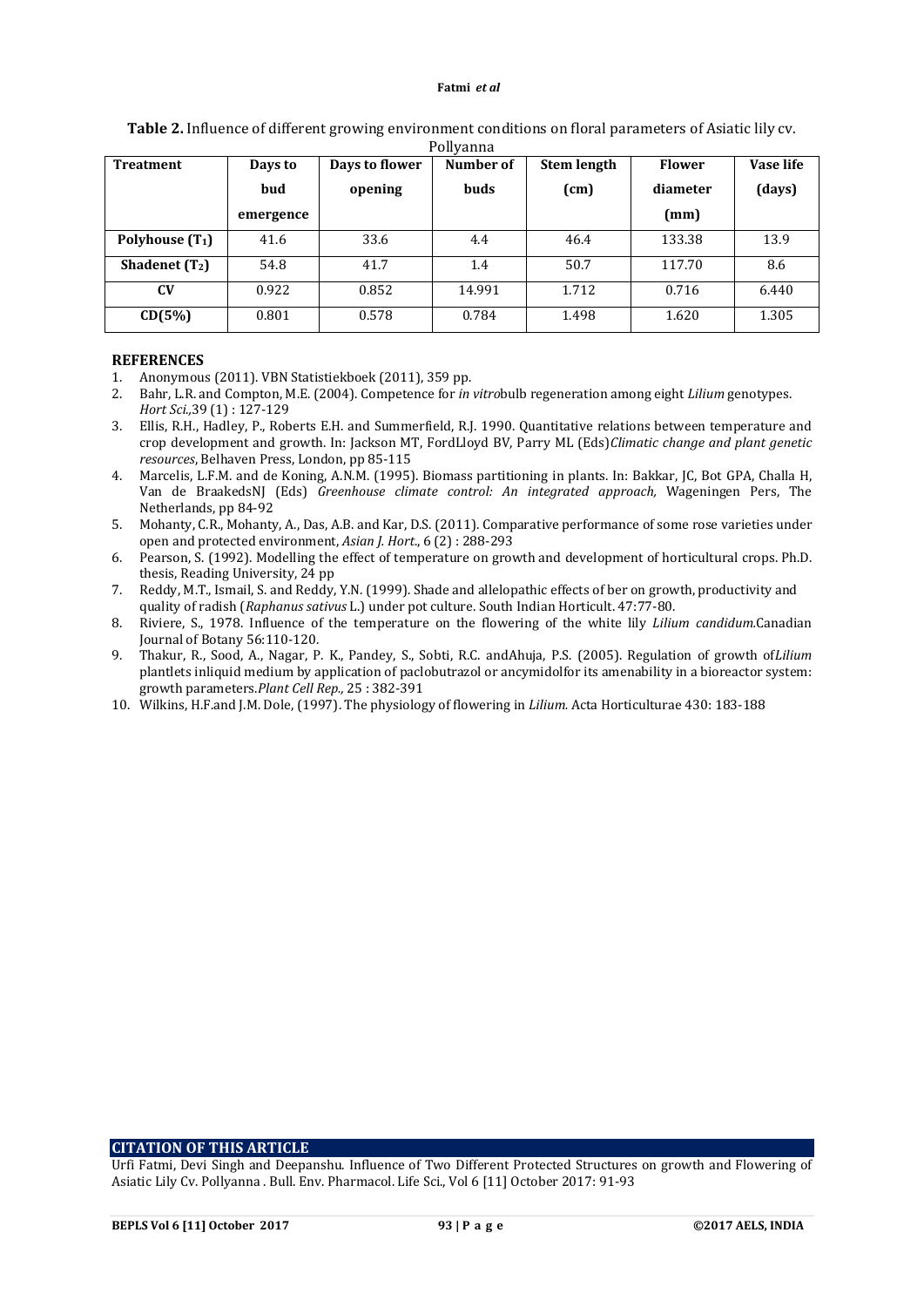**Table 2.** Influence of different growing environment conditions on floral parameters of Asiatic lily cv. Pollyanna

| Treatment | Days to bud emergence | Days to flower opening | Number of buds | Stem length (cm) | Flower diameter (mm) | Vase life (days) |
|---|---|---|---|---|---|---|
| **Polyhouse ($T_1$)** | 41.6 | 33.6 | 4.4 | 46.4 | 133.38 | 13.9 |
| **Shadenet ($T_2$)** | 54.8 | 41.7 | 1.4 | 50.7 | 117.70 | 8.6 |
| **CV** | 0.922 | 0.852 | 14.991 | 1.712 | 0.716 | 6.440 |
| **CD(5%)** | 0.801 | 0.578 | 0.784 | 1.498 | 1.620 | 1.305 |

## REFERENCES

1. Anonymous (2011). VBN Statistiekboek (2011), 359 pp.
2. Bahr, L.R. and Compton, M.E. (2004). Competence for *in vitro*bulb regeneration among eight *Lilium* genotypes. *Hort Sci.,*39 (1) : 127-129
3. Ellis, R.H., Hadley, P., Roberts E.H. and Summerfield, R.J. 1990. Quantitative relations between temperature and crop development and growth. In: Jackson MT, FordLloyd BV, Parry ML (Eds)*Climatic change and plant genetic resources*, Belhaven Press, London, pp 85-115
4. Marcelis, L.F.M. and de Koning, A.N.M. (1995). Biomass partitioning in plants. In: Bakkar, JC, Bot GPA, Challa H, Van de BraakedsNJ (Eds) *Greenhouse climate control: An integrated approach,* Wageningen Pers, The Netherlands, pp 84-92
5. Mohanty, C.R., Mohanty, A., Das, A.B. and Kar, D.S. (2011). Comparative performance of some rose varieties under open and protected environment, *Asian J. Hort.*, 6 (2) : 288-293
6. Pearson, S. (1992). Modelling the effect of temperature on growth and development of horticultural crops. Ph.D. thesis, Reading University, 24 pp
7. Reddy, M.T., Ismail, S. and Reddy, Y.N. (1999). Shade and allelopathic effects of ber on growth, productivity and quality of radish (*Raphanus sativus* L.) under pot culture. South Indian Horticult. 47:77-80.
8. Riviere, S., 1978. Influence of the temperature on the flowering of the white lily *Lilium candidum.*Canadian Journal of Botany 56:110-120.
9. Thakur, R., Sood, A., Nagar, P. K., Pandey, S., Sobti, R.C. andAhuja, P.S. (2005). Regulation of growth of*Lilium* plantlets inliquid medium by application of paclobutrazol or ancymidolfor its amenability in a bioreactor system: growth parameters.*Plant Cell Rep.,* 25 : 382-391
10. Wilkins, H.F.and J.M. Dole, (1997). The physiology of flowering in *Lilium.* Acta Horticulturae 430: 183-188

**CITATION OF THIS ARTICLE**

Urfi Fatmi, Devi Singh and Deepanshu. Influence of Two Different Protected Structures on growth and Flowering of Asiatic Lily Cv. Pollyanna . Bull. Env. Pharmacol. Life Sci., Vol 6 [11] October 2017: 91-93